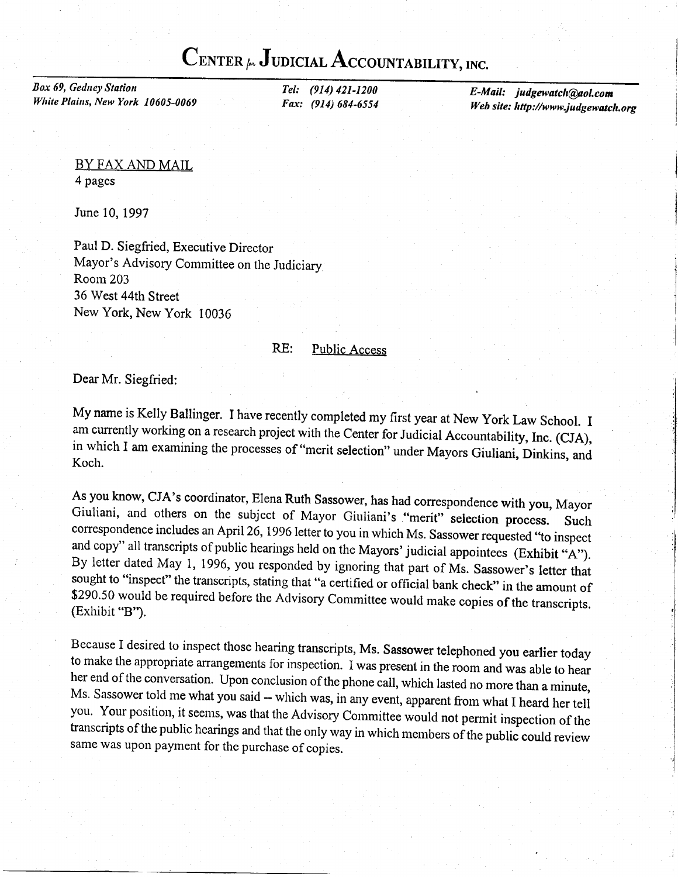# CENTER *for* JUDICIAL ACCOUNTABILITY, INC.

*Box 69, Gedney Station*
*White Plains, New York 10605-0069*

*Tel: (914) 421-1200*
*Fax: (914) 684-6554*

*E-Mail: judgewatch@aol.com*
*Web site: http://www.judgewatch.org*

BY FAX AND MAIL
4 pages

June 10, 1997

Paul D. Siegfried, Executive Director
Mayor's Advisory Committee on the Judiciary
Room 203
36 West 44th Street
New York, New York 10036

RE: Public Access

Dear Mr. Siegfried:

My name is Kelly Ballinger. I have recently completed my first year at New York Law School. I am currently working on a research project with the Center for Judicial Accountability, Inc. (CJA), in which I am examining the processes of "merit selection" under Mayors Giuliani, Dinkins, and Koch.

As you know, CJA's coordinator, Elena Ruth Sassower, has had correspondence with you, Mayor Giuliani, and others on the subject of Mayor Giuliani's "merit" selection process. Such correspondence includes an April 26, 1996 letter to you in which Ms. Sassower requested "to inspect and copy" all transcripts of public hearings held on the Mayors' judicial appointees (Exhibit "A"). By letter dated May 1, 1996, you responded by ignoring that part of Ms. Sassower's letter that sought to "inspect" the transcripts, stating that "a certified or official bank check" in the amount of $290.50 would be required before the Advisory Committee would make copies of the transcripts. (Exhibit "B").

Because I desired to inspect those hearing transcripts, Ms. Sassower telephoned you earlier today to make the appropriate arrangements for inspection. I was present in the room and was able to hear her end of the conversation. Upon conclusion of the phone call, which lasted no more than a minute, Ms. Sassower told me what you said -- which was, in any event, apparent from what I heard her tell you. Your position, it seems, was that the Advisory Committee would not permit inspection of the transcripts of the public hearings and that the only way in which members of the public could review same was upon payment for the purchase of copies.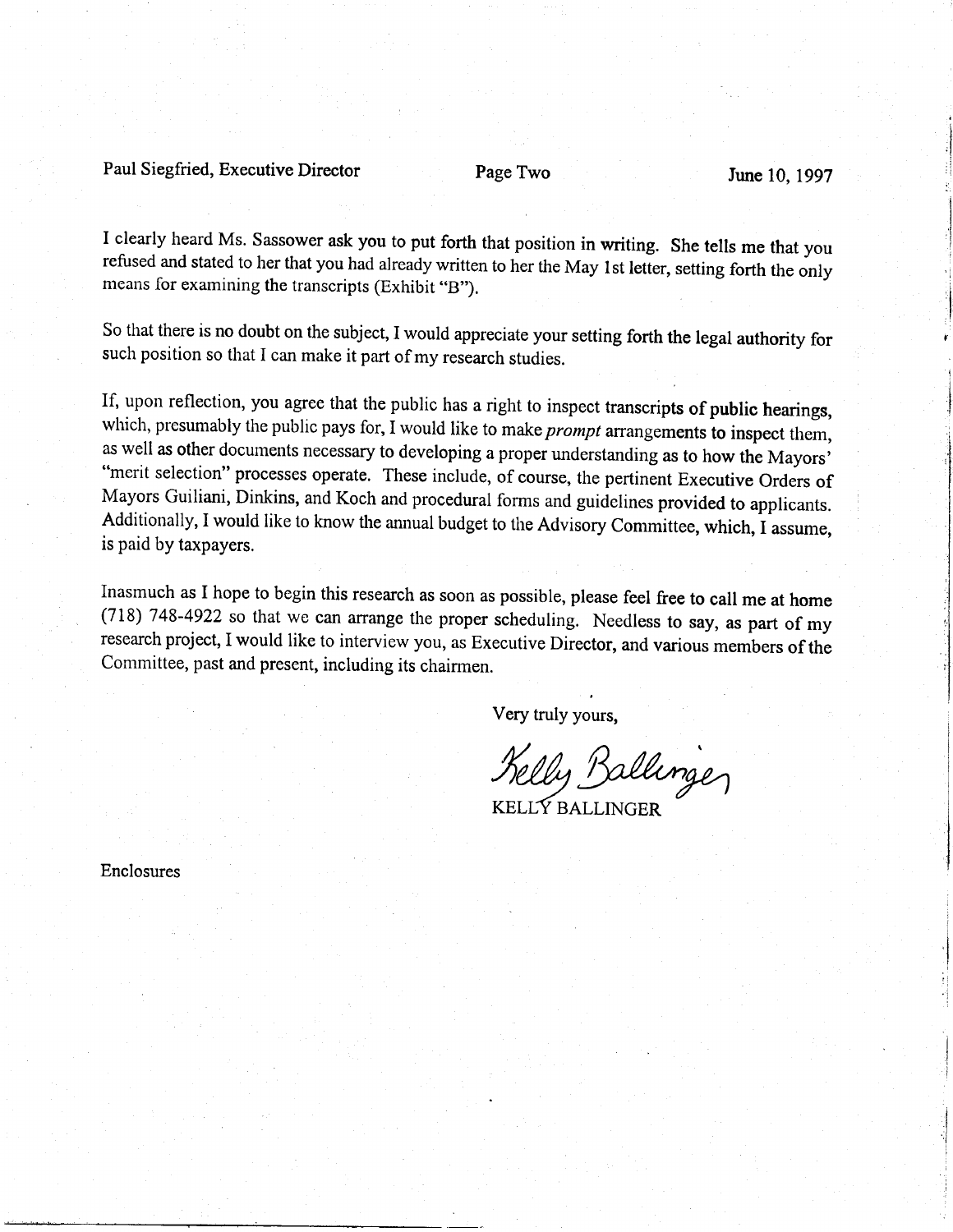I clearly heard Ms. Sassower ask you to put forth that position in writing. She tells me that you refused and stated to her that you had already written to her the May 1st letter, setting forth the only means for examining the transcripts (Exhibit "B").

So that there is no doubt on the subject, I would appreciate your setting forth the legal authority for such position so that I can make it part of my research studies.

If, upon reflection, you agree that the public has a right to inspect transcripts of public hearings, which, presumably the public pays for, I would like to make *prompt* arrangements to inspect them, as well as other documents necessary to developing a proper understanding as to how the Mayors' "merit selection" processes operate. These include, of course, the pertinent Executive Orders of Mayors Guiliani, Dinkins, and Koch and procedural forms and guidelines provided to applicants. Additionally, I would like to know the annual budget to the Advisory Committee, which, I assume, is paid by taxpayers.

Inasmuch as I hope to begin this research as soon as possible, please feel free to call me at home (718) 748-4922 so that we can arrange the proper scheduling. Needless to say, as part of my research project, I would like to interview you, as Executive Director, and various members of the Committee, past and present, including its chairmen.

Very truly yours,

*Kelly Ballinger*

KELLY BALLINGER

Enclosures